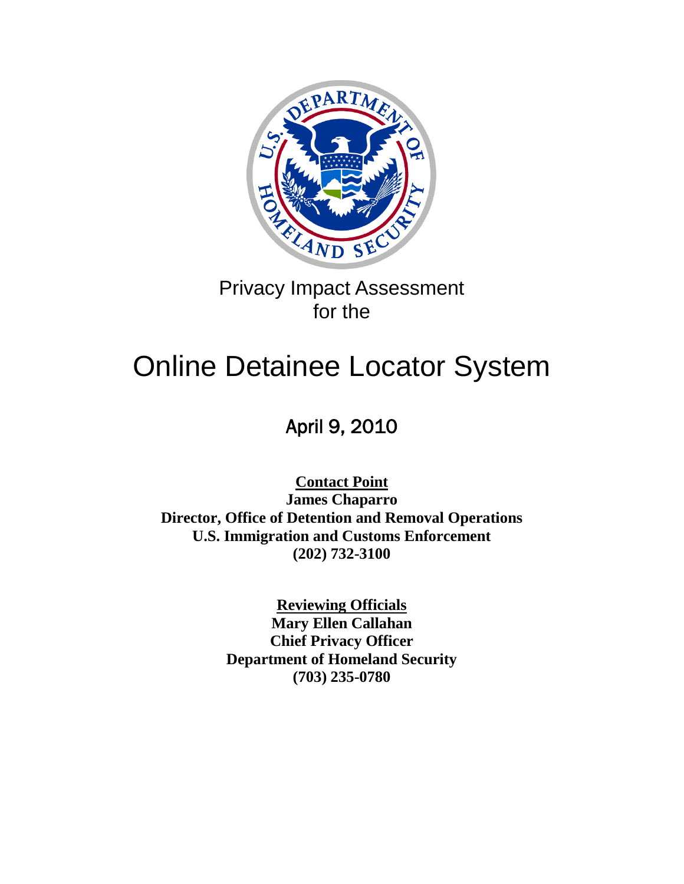Privacy Impact Assessment
for the

# Online Detainee Locator System

## April 9, 2010

**Contact Point**
**James Chaparro**
**Director, Office of Detention and Removal Operations**
**U.S. Immigration and Customs Enforcement**
**(202) 732-3100**

**Reviewing Officials**
**Mary Ellen Callahan**
**Chief Privacy Officer**
**Department of Homeland Security**
**(703) 235-0780**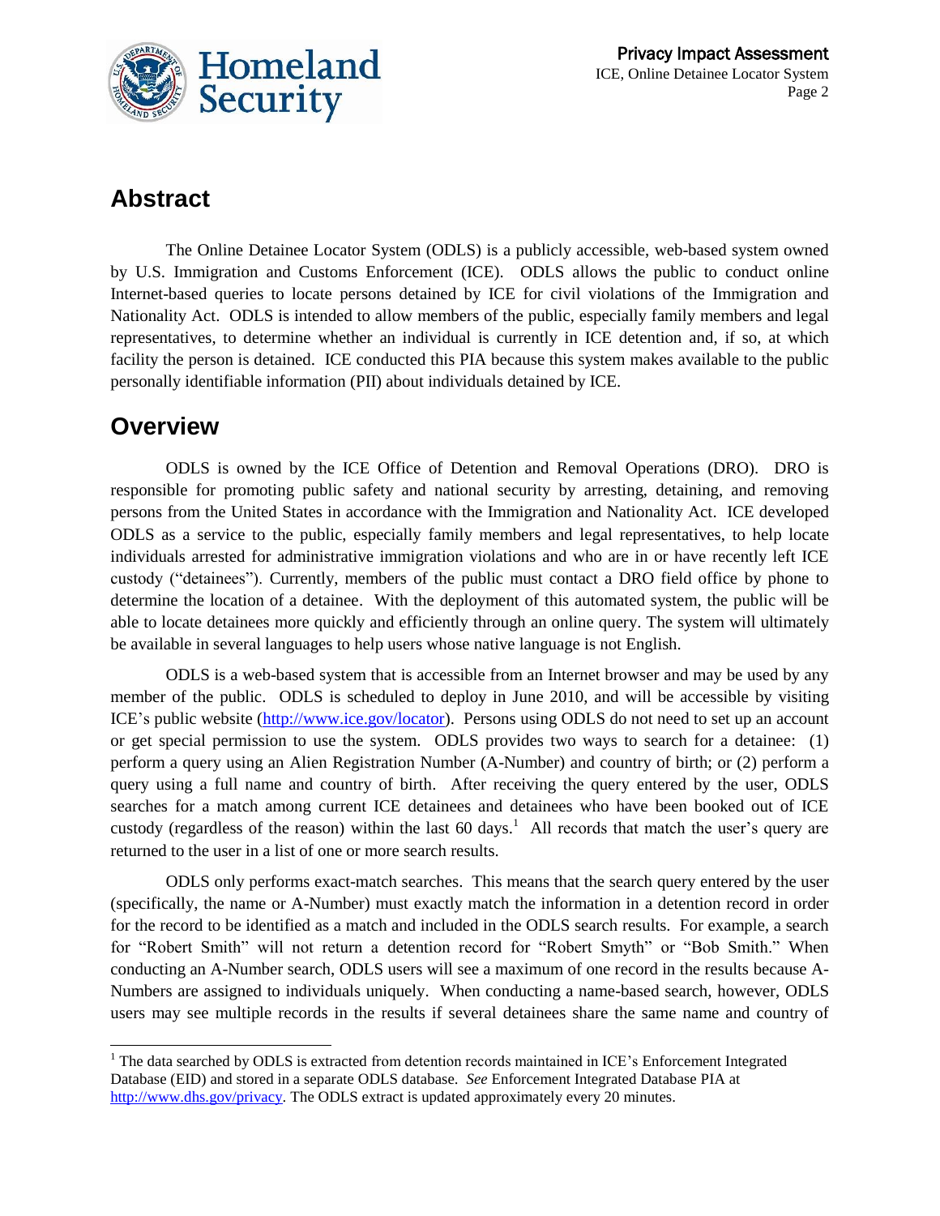## Abstract

The Online Detainee Locator System (ODLS) is a publicly accessible, web-based system owned by U.S. Immigration and Customs Enforcement (ICE). ODLS allows the public to conduct online Internet-based queries to locate persons detained by ICE for civil violations of the Immigration and Nationality Act. ODLS is intended to allow members of the public, especially family members and legal representatives, to determine whether an individual is currently in ICE detention and, if so, at which facility the person is detained. ICE conducted this PIA because this system makes available to the public personally identifiable information (PII) about individuals detained by ICE.

## Overview

ODLS is owned by the ICE Office of Detention and Removal Operations (DRO). DRO is responsible for promoting public safety and national security by arresting, detaining, and removing persons from the United States in accordance with the Immigration and Nationality Act. ICE developed ODLS as a service to the public, especially family members and legal representatives, to help locate individuals arrested for administrative immigration violations and who are in or have recently left ICE custody ("detainees"). Currently, members of the public must contact a DRO field office by phone to determine the location of a detainee. With the deployment of this automated system, the public will be able to locate detainees more quickly and efficiently through an online query. The system will ultimately be available in several languages to help users whose native language is not English.

ODLS is a web-based system that is accessible from an Internet browser and may be used by any member of the public. ODLS is scheduled to deploy in June 2010, and will be accessible by visiting ICE's public website (http://www.ice.gov/locator). Persons using ODLS do not need to set up an account or get special permission to use the system. ODLS provides two ways to search for a detainee: (1) perform a query using an Alien Registration Number (A-Number) and country of birth; or (2) perform a query using a full name and country of birth. After receiving the query entered by the user, ODLS searches for a match among current ICE detainees and detainees who have been booked out of ICE custody (regardless of the reason) within the last 60 days.[1] All records that match the user's query are returned to the user in a list of one or more search results.

ODLS only performs exact-match searches. This means that the search query entered by the user (specifically, the name or A-Number) must exactly match the information in a detention record in order for the record to be identified as a match and included in the ODLS search results. For example, a search for "Robert Smith" will not return a detention record for "Robert Smyth" or "Bob Smith." When conducting an A-Number search, ODLS users will see a maximum of one record in the results because A-Numbers are assigned to individuals uniquely. When conducting a name-based search, however, ODLS users may see multiple records in the results if several detainees share the same name and country of

[1] The data searched by ODLS is extracted from detention records maintained in ICE's Enforcement Integrated Database (EID) and stored in a separate ODLS database. *See* Enforcement Integrated Database PIA at http://www.dhs.gov/privacy. The ODLS extract is updated approximately every 20 minutes.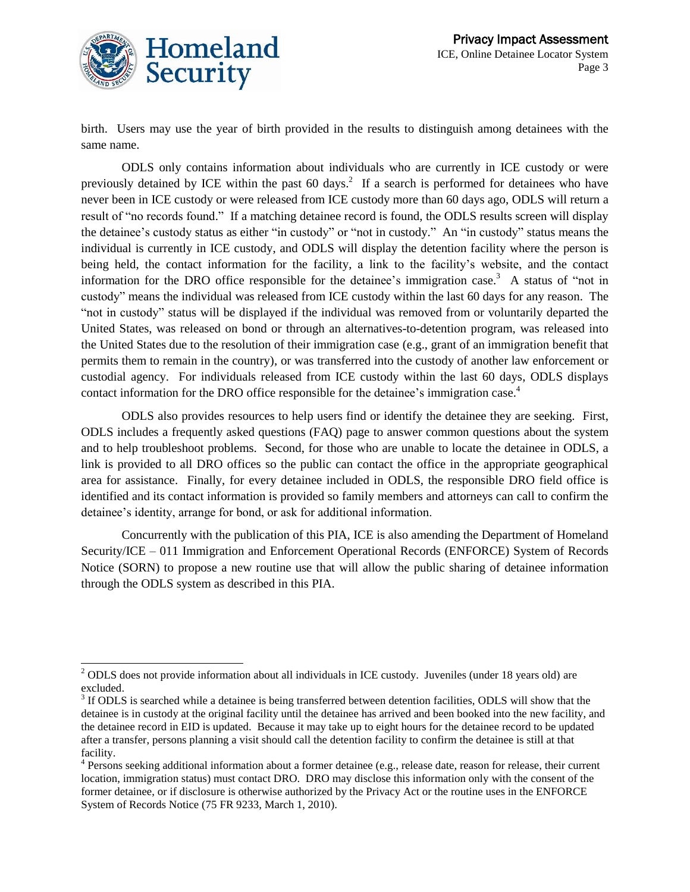birth. Users may use the year of birth provided in the results to distinguish among detainees with the same name.

ODLS only contains information about individuals who are currently in ICE custody or were previously detained by ICE within the past 60 days.[2] If a search is performed for detainees who have never been in ICE custody or were released from ICE custody more than 60 days ago, ODLS will return a result of "no records found." If a matching detainee record is found, the ODLS results screen will display the detainee's custody status as either "in custody" or "not in custody." An "in custody" status means the individual is currently in ICE custody, and ODLS will display the detention facility where the person is being held, the contact information for the facility, a link to the facility's website, and the contact information for the DRO office responsible for the detainee's immigration case.[3] A status of "not in custody" means the individual was released from ICE custody within the last 60 days for any reason. The "not in custody" status will be displayed if the individual was removed from or voluntarily departed the United States, was released on bond or through an alternatives-to-detention program, was released into the United States due to the resolution of their immigration case (e.g., grant of an immigration benefit that permits them to remain in the country), or was transferred into the custody of another law enforcement or custodial agency. For individuals released from ICE custody within the last 60 days, ODLS displays contact information for the DRO office responsible for the detainee's immigration case.[4]

ODLS also provides resources to help users find or identify the detainee they are seeking. First, ODLS includes a frequently asked questions (FAQ) page to answer common questions about the system and to help troubleshoot problems. Second, for those who are unable to locate the detainee in ODLS, a link is provided to all DRO offices so the public can contact the office in the appropriate geographical area for assistance. Finally, for every detainee included in ODLS, the responsible DRO field office is identified and its contact information is provided so family members and attorneys can call to confirm the detainee's identity, arrange for bond, or ask for additional information.

Concurrently with the publication of this PIA, ICE is also amending the Department of Homeland Security/ICE – 011 Immigration and Enforcement Operational Records (ENFORCE) System of Records Notice (SORN) to propose a new routine use that will allow the public sharing of detainee information through the ODLS system as described in this PIA.

---

[2] ODLS does not provide information about all individuals in ICE custody. Juveniles (under 18 years old) are excluded.

[3] If ODLS is searched while a detainee is being transferred between detention facilities, ODLS will show that the detainee is in custody at the original facility until the detainee has arrived and been booked into the new facility, and the detainee record in EID is updated. Because it may take up to eight hours for the detainee record to be updated after a transfer, persons planning a visit should call the detention facility to confirm the detainee is still at that facility.

[4] Persons seeking additional information about a former detainee (e.g., release date, reason for release, their current location, immigration status) must contact DRO. DRO may disclose this information only with the consent of the former detainee, or if disclosure is otherwise authorized by the Privacy Act or the routine uses in the ENFORCE System of Records Notice (75 FR 9233, March 1, 2010).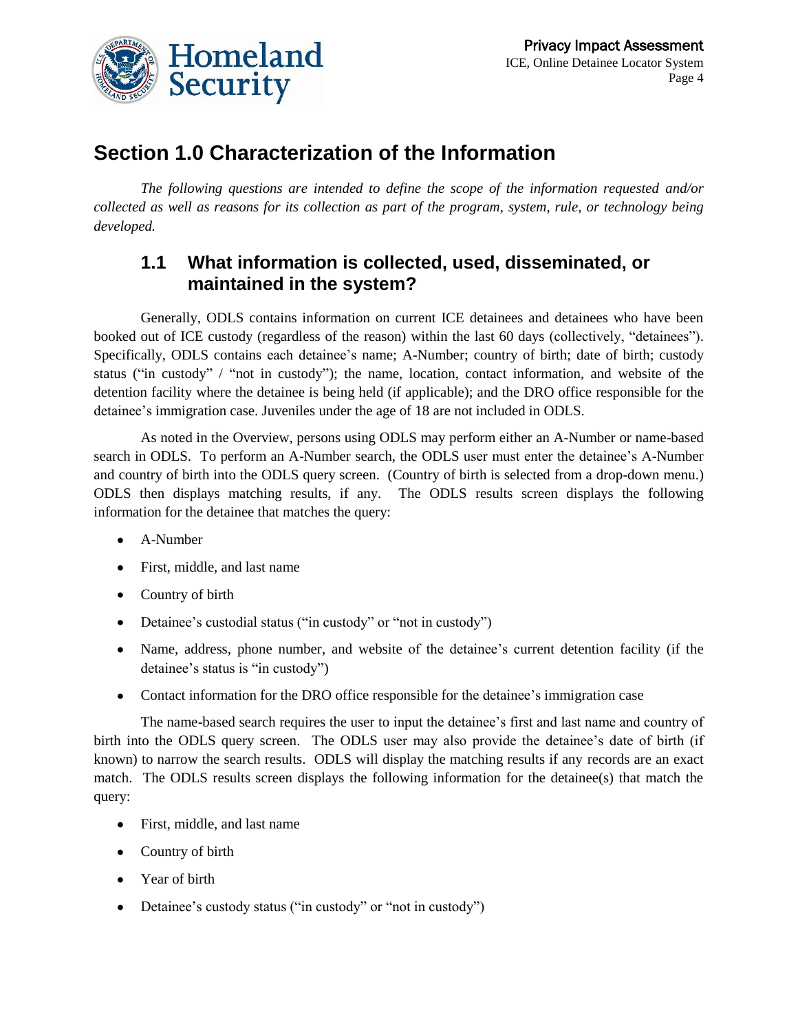# Section 1.0 Characterization of the Information

*The following questions are intended to define the scope of the information requested and/or collected as well as reasons for its collection as part of the program, system, rule, or technology being developed.*

## 1.1 What information is collected, used, disseminated, or maintained in the system?

Generally, ODLS contains information on current ICE detainees and detainees who have been booked out of ICE custody (regardless of the reason) within the last 60 days (collectively, "detainees"). Specifically, ODLS contains each detainee's name; A-Number; country of birth; date of birth; custody status ("in custody" / "not in custody"); the name, location, contact information, and website of the detention facility where the detainee is being held (if applicable); and the DRO office responsible for the detainee's immigration case. Juveniles under the age of 18 are not included in ODLS.

As noted in the Overview, persons using ODLS may perform either an A-Number or name-based search in ODLS. To perform an A-Number search, the ODLS user must enter the detainee's A-Number and country of birth into the ODLS query screen. (Country of birth is selected from a drop-down menu.) ODLS then displays matching results, if any. The ODLS results screen displays the following information for the detainee that matches the query:

- A-Number
- First, middle, and last name
- Country of birth
- Detainee's custodial status ("in custody" or "not in custody")
- Name, address, phone number, and website of the detainee's current detention facility (if the detainee's status is "in custody")
- Contact information for the DRO office responsible for the detainee's immigration case

The name-based search requires the user to input the detainee's first and last name and country of birth into the ODLS query screen. The ODLS user may also provide the detainee's date of birth (if known) to narrow the search results. ODLS will display the matching results if any records are an exact match. The ODLS results screen displays the following information for the detainee(s) that match the query:

- First, middle, and last name
- Country of birth
- Year of birth
- Detainee's custody status ("in custody" or "not in custody")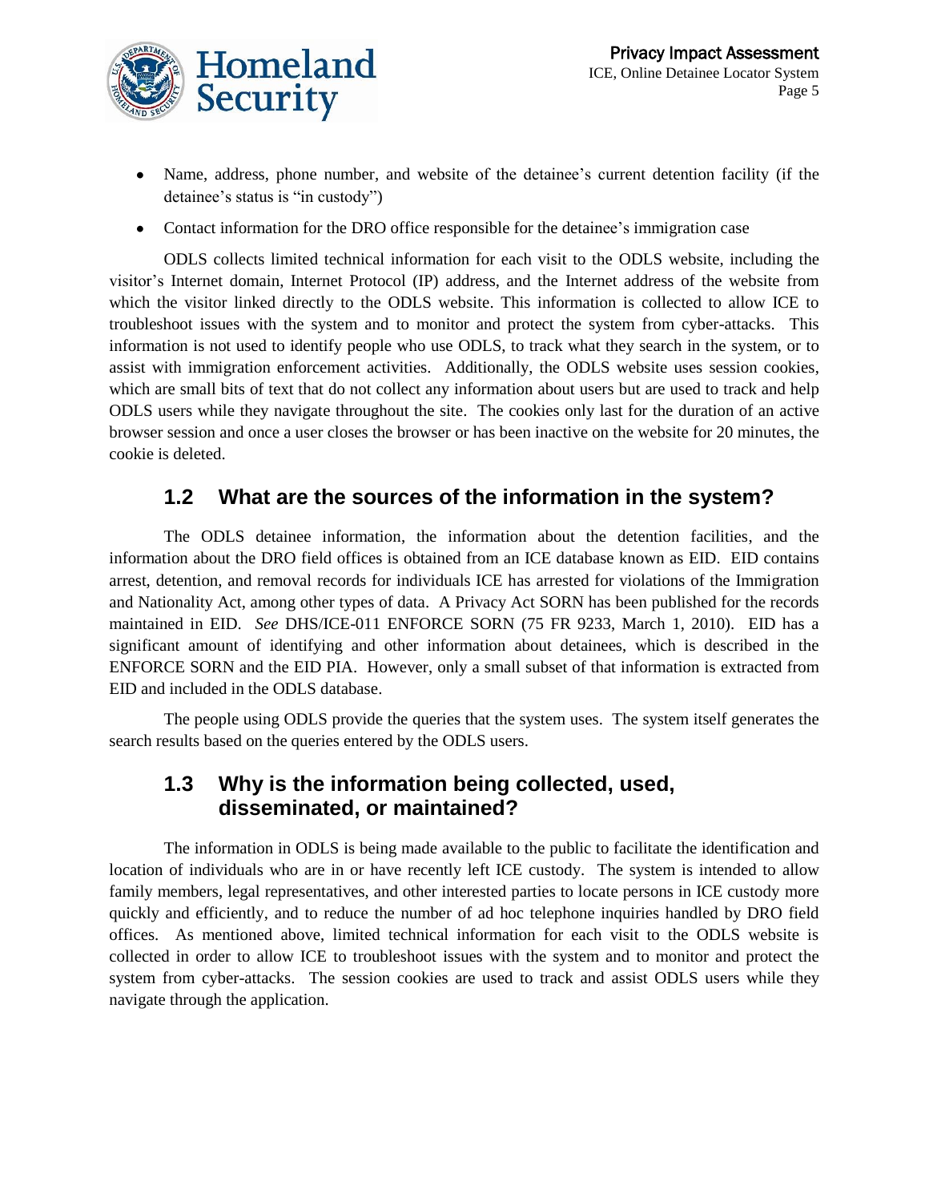- Name, address, phone number, and website of the detainee's current detention facility (if the detainee's status is "in custody")
- Contact information for the DRO office responsible for the detainee's immigration case

ODLS collects limited technical information for each visit to the ODLS website, including the visitor's Internet domain, Internet Protocol (IP) address, and the Internet address of the website from which the visitor linked directly to the ODLS website. This information is collected to allow ICE to troubleshoot issues with the system and to monitor and protect the system from cyber-attacks. This information is not used to identify people who use ODLS, to track what they search in the system, or to assist with immigration enforcement activities. Additionally, the ODLS website uses session cookies, which are small bits of text that do not collect any information about users but are used to track and help ODLS users while they navigate throughout the site. The cookies only last for the duration of an active browser session and once a user closes the browser or has been inactive on the website for 20 minutes, the cookie is deleted.

## 1.2 What are the sources of the information in the system?

The ODLS detainee information, the information about the detention facilities, and the information about the DRO field offices is obtained from an ICE database known as EID. EID contains arrest, detention, and removal records for individuals ICE has arrested for violations of the Immigration and Nationality Act, among other types of data. A Privacy Act SORN has been published for the records maintained in EID. *See* DHS/ICE-011 ENFORCE SORN (75 FR 9233, March 1, 2010). EID has a significant amount of identifying and other information about detainees, which is described in the ENFORCE SORN and the EID PIA. However, only a small subset of that information is extracted from EID and included in the ODLS database.

The people using ODLS provide the queries that the system uses. The system itself generates the search results based on the queries entered by the ODLS users.

## 1.3 Why is the information being collected, used, disseminated, or maintained?

The information in ODLS is being made available to the public to facilitate the identification and location of individuals who are in or have recently left ICE custody. The system is intended to allow family members, legal representatives, and other interested parties to locate persons in ICE custody more quickly and efficiently, and to reduce the number of ad hoc telephone inquiries handled by DRO field offices. As mentioned above, limited technical information for each visit to the ODLS website is collected in order to allow ICE to troubleshoot issues with the system and to monitor and protect the system from cyber-attacks. The session cookies are used to track and assist ODLS users while they navigate through the application.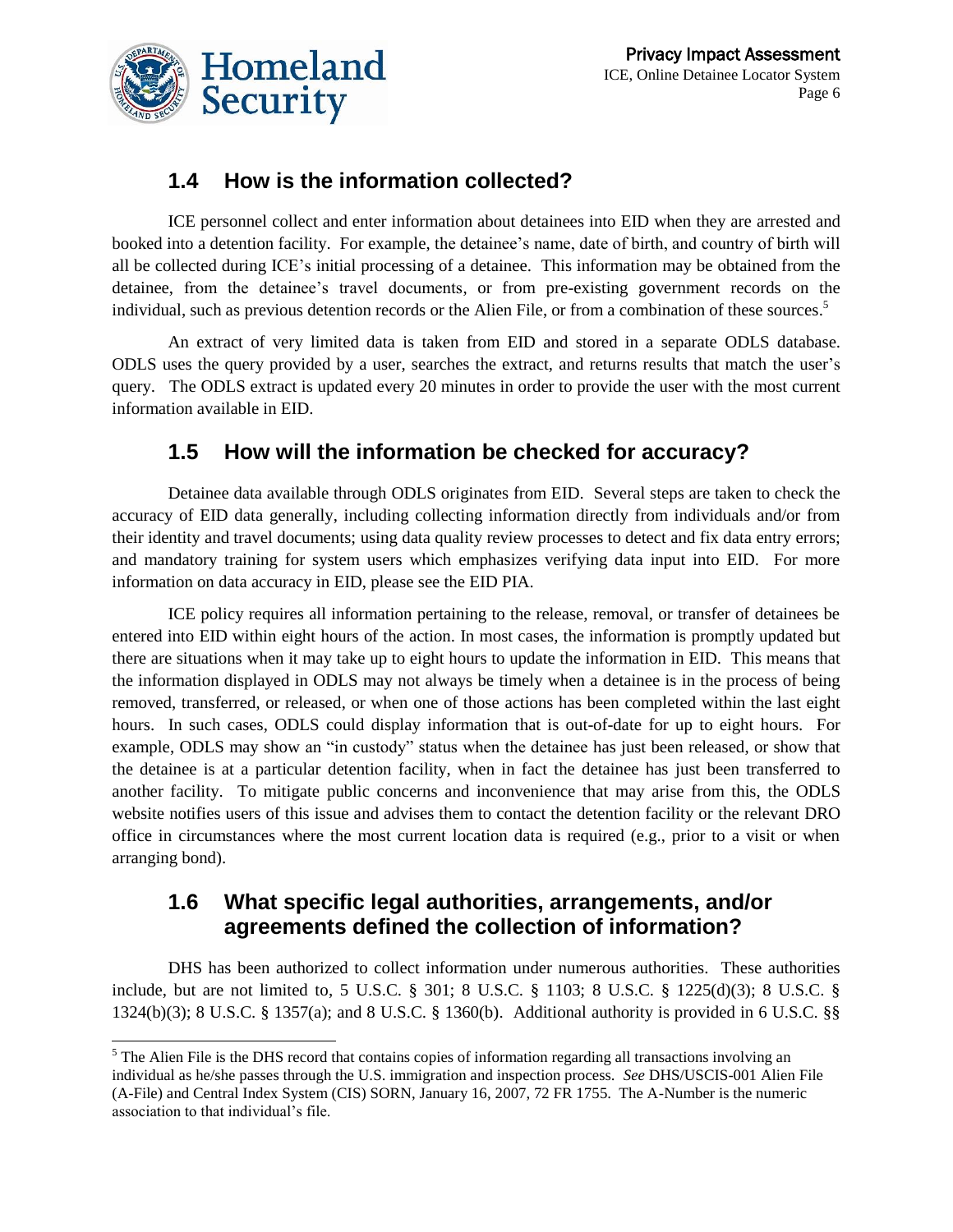## 1.4 How is the information collected?

ICE personnel collect and enter information about detainees into EID when they are arrested and booked into a detention facility. For example, the detainee's name, date of birth, and country of birth will all be collected during ICE's initial processing of a detainee. This information may be obtained from the detainee, from the detainee's travel documents, or from pre-existing government records on the individual, such as previous detention records or the Alien File, or from a combination of these sources.[5]

An extract of very limited data is taken from EID and stored in a separate ODLS database. ODLS uses the query provided by a user, searches the extract, and returns results that match the user's query. The ODLS extract is updated every 20 minutes in order to provide the user with the most current information available in EID.

## 1.5 How will the information be checked for accuracy?

Detainee data available through ODLS originates from EID. Several steps are taken to check the accuracy of EID data generally, including collecting information directly from individuals and/or from their identity and travel documents; using data quality review processes to detect and fix data entry errors; and mandatory training for system users which emphasizes verifying data input into EID. For more information on data accuracy in EID, please see the EID PIA.

ICE policy requires all information pertaining to the release, removal, or transfer of detainees be entered into EID within eight hours of the action. In most cases, the information is promptly updated but there are situations when it may take up to eight hours to update the information in EID. This means that the information displayed in ODLS may not always be timely when a detainee is in the process of being removed, transferred, or released, or when one of those actions has been completed within the last eight hours. In such cases, ODLS could display information that is out-of-date for up to eight hours. For example, ODLS may show an "in custody" status when the detainee has just been released, or show that the detainee is at a particular detention facility, when in fact the detainee has just been transferred to another facility. To mitigate public concerns and inconvenience that may arise from this, the ODLS website notifies users of this issue and advises them to contact the detention facility or the relevant DRO office in circumstances where the most current location data is required (e.g., prior to a visit or when arranging bond).

## 1.6 What specific legal authorities, arrangements, and/or agreements defined the collection of information?

DHS has been authorized to collect information under numerous authorities. These authorities include, but are not limited to, 5 U.S.C. § 301; 8 U.S.C. § 1103; 8 U.S.C. § 1225(d)(3); 8 U.S.C. § 1324(b)(3); 8 U.S.C. § 1357(a); and 8 U.S.C. § 1360(b). Additional authority is provided in 6 U.S.C. §§

---

[5] The Alien File is the DHS record that contains copies of information regarding all transactions involving an individual as he/she passes through the U.S. immigration and inspection process. *See* DHS/USCIS-001 Alien File (A-File) and Central Index System (CIS) SORN, January 16, 2007, 72 FR 1755. The A-Number is the numeric association to that individual's file.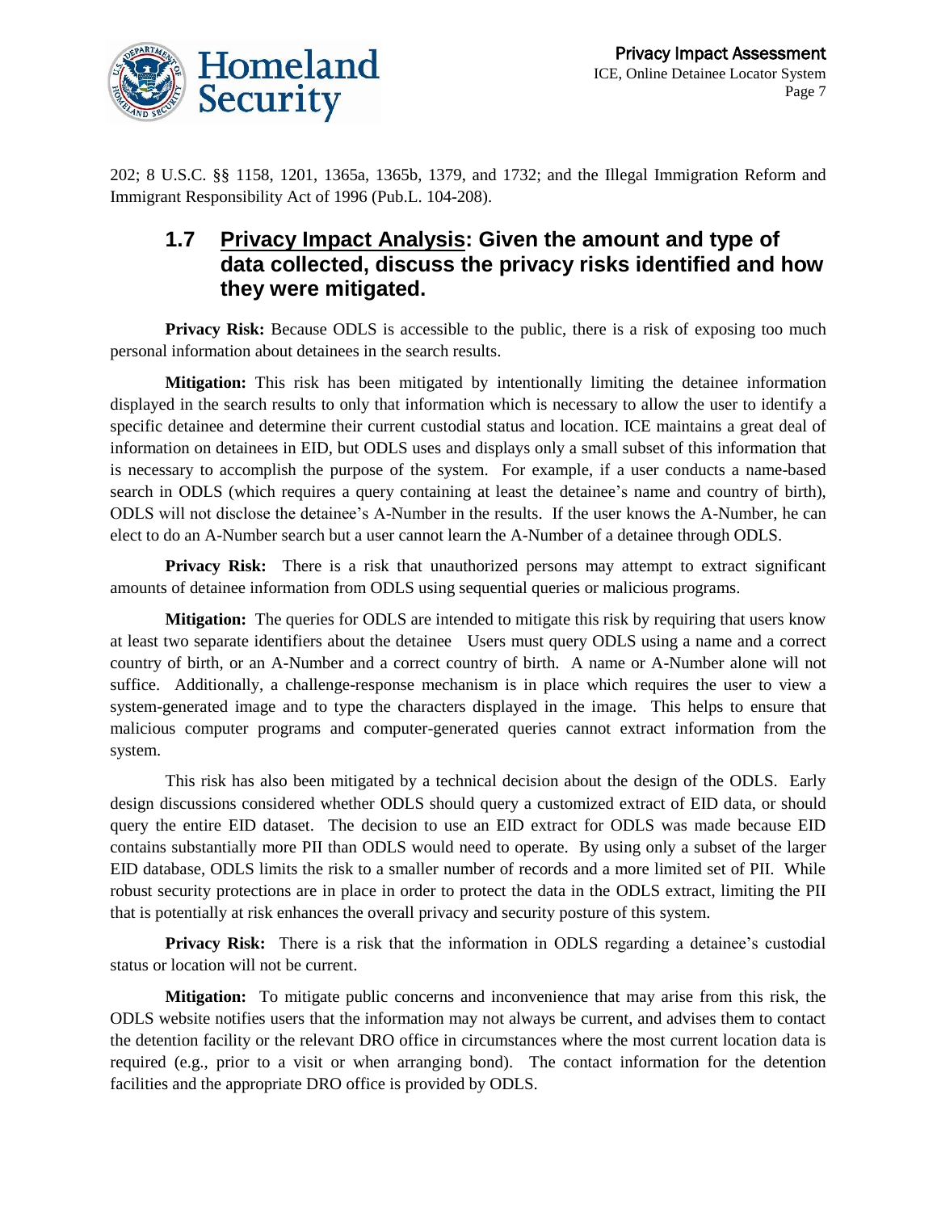202; 8 U.S.C. §§ 1158, 1201, 1365a, 1365b, 1379, and 1732; and the Illegal Immigration Reform and Immigrant Responsibility Act of 1996 (Pub.L. 104-208).

## 1.7 Privacy Impact Analysis: Given the amount and type of data collected, discuss the privacy risks identified and how they were mitigated.

**Privacy Risk:** Because ODLS is accessible to the public, there is a risk of exposing too much personal information about detainees in the search results.

**Mitigation:** This risk has been mitigated by intentionally limiting the detainee information displayed in the search results to only that information which is necessary to allow the user to identify a specific detainee and determine their current custodial status and location. ICE maintains a great deal of information on detainees in EID, but ODLS uses and displays only a small subset of this information that is necessary to accomplish the purpose of the system. For example, if a user conducts a name-based search in ODLS (which requires a query containing at least the detainee's name and country of birth), ODLS will not disclose the detainee's A-Number in the results. If the user knows the A-Number, he can elect to do an A-Number search but a user cannot learn the A-Number of a detainee through ODLS.

**Privacy Risk:** There is a risk that unauthorized persons may attempt to extract significant amounts of detainee information from ODLS using sequential queries or malicious programs.

**Mitigation:** The queries for ODLS are intended to mitigate this risk by requiring that users know at least two separate identifiers about the detainee Users must query ODLS using a name and a correct country of birth, or an A-Number and a correct country of birth. A name or A-Number alone will not suffice. Additionally, a challenge-response mechanism is in place which requires the user to view a system-generated image and to type the characters displayed in the image. This helps to ensure that malicious computer programs and computer-generated queries cannot extract information from the system.

This risk has also been mitigated by a technical decision about the design of the ODLS. Early design discussions considered whether ODLS should query a customized extract of EID data, or should query the entire EID dataset. The decision to use an EID extract for ODLS was made because EID contains substantially more PII than ODLS would need to operate. By using only a subset of the larger EID database, ODLS limits the risk to a smaller number of records and a more limited set of PII. While robust security protections are in place in order to protect the data in the ODLS extract, limiting the PII that is potentially at risk enhances the overall privacy and security posture of this system.

**Privacy Risk:** There is a risk that the information in ODLS regarding a detainee's custodial status or location will not be current.

**Mitigation:** To mitigate public concerns and inconvenience that may arise from this risk, the ODLS website notifies users that the information may not always be current, and advises them to contact the detention facility or the relevant DRO office in circumstances where the most current location data is required (e.g., prior to a visit or when arranging bond). The contact information for the detention facilities and the appropriate DRO office is provided by ODLS.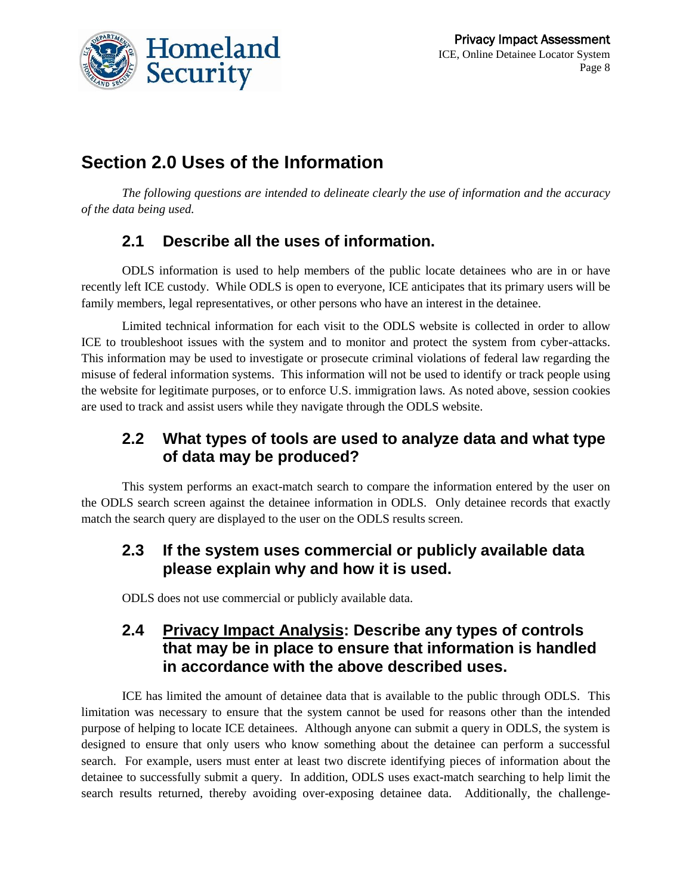## Section 2.0 Uses of the Information

*The following questions are intended to delineate clearly the use of information and the accuracy of the data being used.*

### 2.1 Describe all the uses of information.

ODLS information is used to help members of the public locate detainees who are in or have recently left ICE custody. While ODLS is open to everyone, ICE anticipates that its primary users will be family members, legal representatives, or other persons who have an interest in the detainee.

Limited technical information for each visit to the ODLS website is collected in order to allow ICE to troubleshoot issues with the system and to monitor and protect the system from cyber-attacks. This information may be used to investigate or prosecute criminal violations of federal law regarding the misuse of federal information systems. This information will not be used to identify or track people using the website for legitimate purposes, or to enforce U.S. immigration laws. As noted above, session cookies are used to track and assist users while they navigate through the ODLS website.

### 2.2 What types of tools are used to analyze data and what type of data may be produced?

This system performs an exact-match search to compare the information entered by the user on the ODLS search screen against the detainee information in ODLS. Only detainee records that exactly match the search query are displayed to the user on the ODLS results screen.

### 2.3 If the system uses commercial or publicly available data please explain why and how it is used.

ODLS does not use commercial or publicly available data.

### 2.4 Privacy Impact Analysis: Describe any types of controls that may be in place to ensure that information is handled in accordance with the above described uses.

ICE has limited the amount of detainee data that is available to the public through ODLS. This limitation was necessary to ensure that the system cannot be used for reasons other than the intended purpose of helping to locate ICE detainees. Although anyone can submit a query in ODLS, the system is designed to ensure that only users who know something about the detainee can perform a successful search. For example, users must enter at least two discrete identifying pieces of information about the detainee to successfully submit a query. In addition, ODLS uses exact-match searching to help limit the search results returned, thereby avoiding over-exposing detainee data. Additionally, the challenge-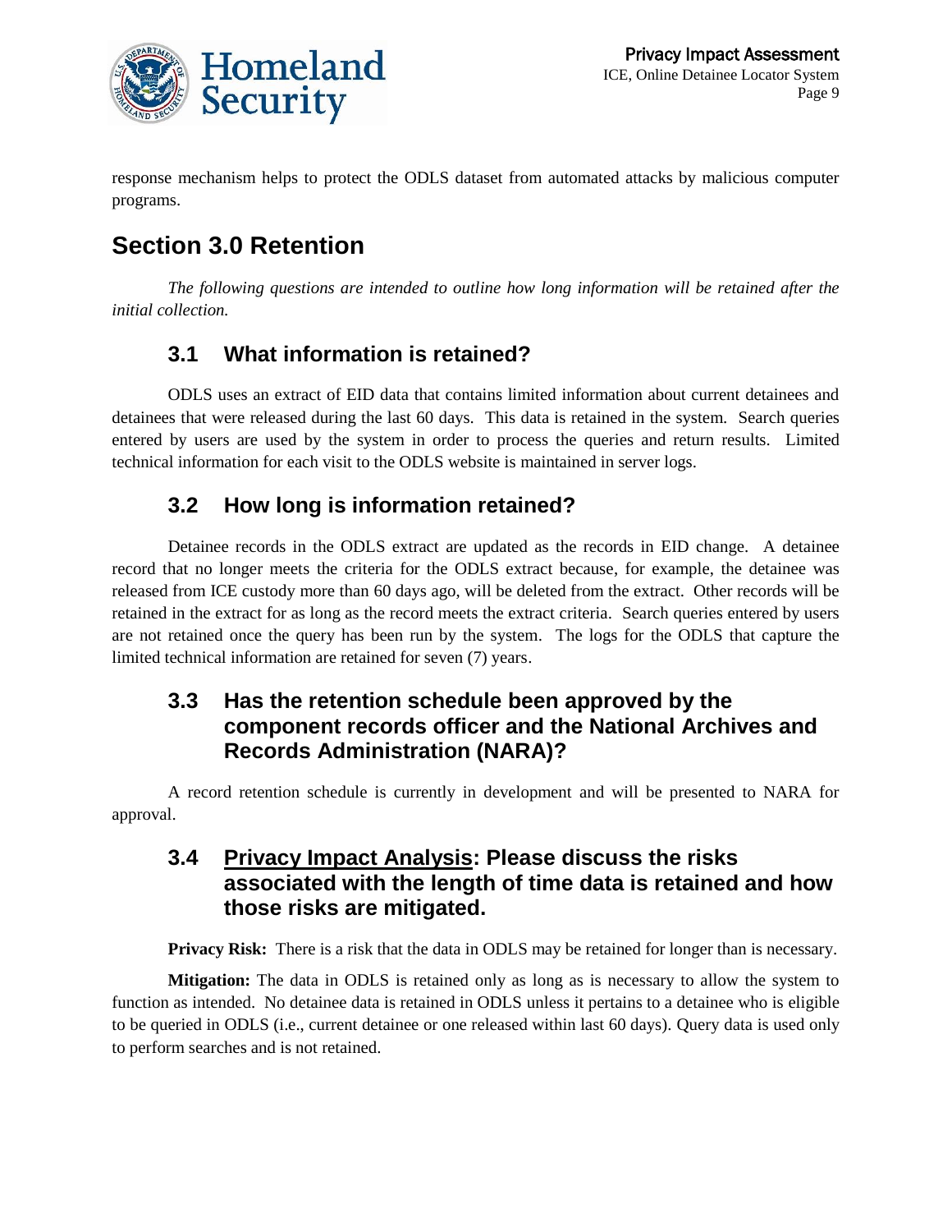response mechanism helps to protect the ODLS dataset from automated attacks by malicious computer programs.

# Section 3.0 Retention

*The following questions are intended to outline how long information will be retained after the initial collection.*

## 3.1 What information is retained?

ODLS uses an extract of EID data that contains limited information about current detainees and detainees that were released during the last 60 days. This data is retained in the system. Search queries entered by users are used by the system in order to process the queries and return results. Limited technical information for each visit to the ODLS website is maintained in server logs.

## 3.2 How long is information retained?

Detainee records in the ODLS extract are updated as the records in EID change. A detainee record that no longer meets the criteria for the ODLS extract because, for example, the detainee was released from ICE custody more than 60 days ago, will be deleted from the extract. Other records will be retained in the extract for as long as the record meets the extract criteria. Search queries entered by users are not retained once the query has been run by the system. The logs for the ODLS that capture the limited technical information are retained for seven (7) years.

## 3.3 Has the retention schedule been approved by the component records officer and the National Archives and Records Administration (NARA)?

A record retention schedule is currently in development and will be presented to NARA for approval.

## 3.4 Privacy Impact Analysis: Please discuss the risks associated with the length of time data is retained and how those risks are mitigated.

**Privacy Risk:** There is a risk that the data in ODLS may be retained for longer than is necessary.

**Mitigation:** The data in ODLS is retained only as long as is necessary to allow the system to function as intended. No detainee data is retained in ODLS unless it pertains to a detainee who is eligible to be queried in ODLS (i.e., current detainee or one released within last 60 days). Query data is used only to perform searches and is not retained.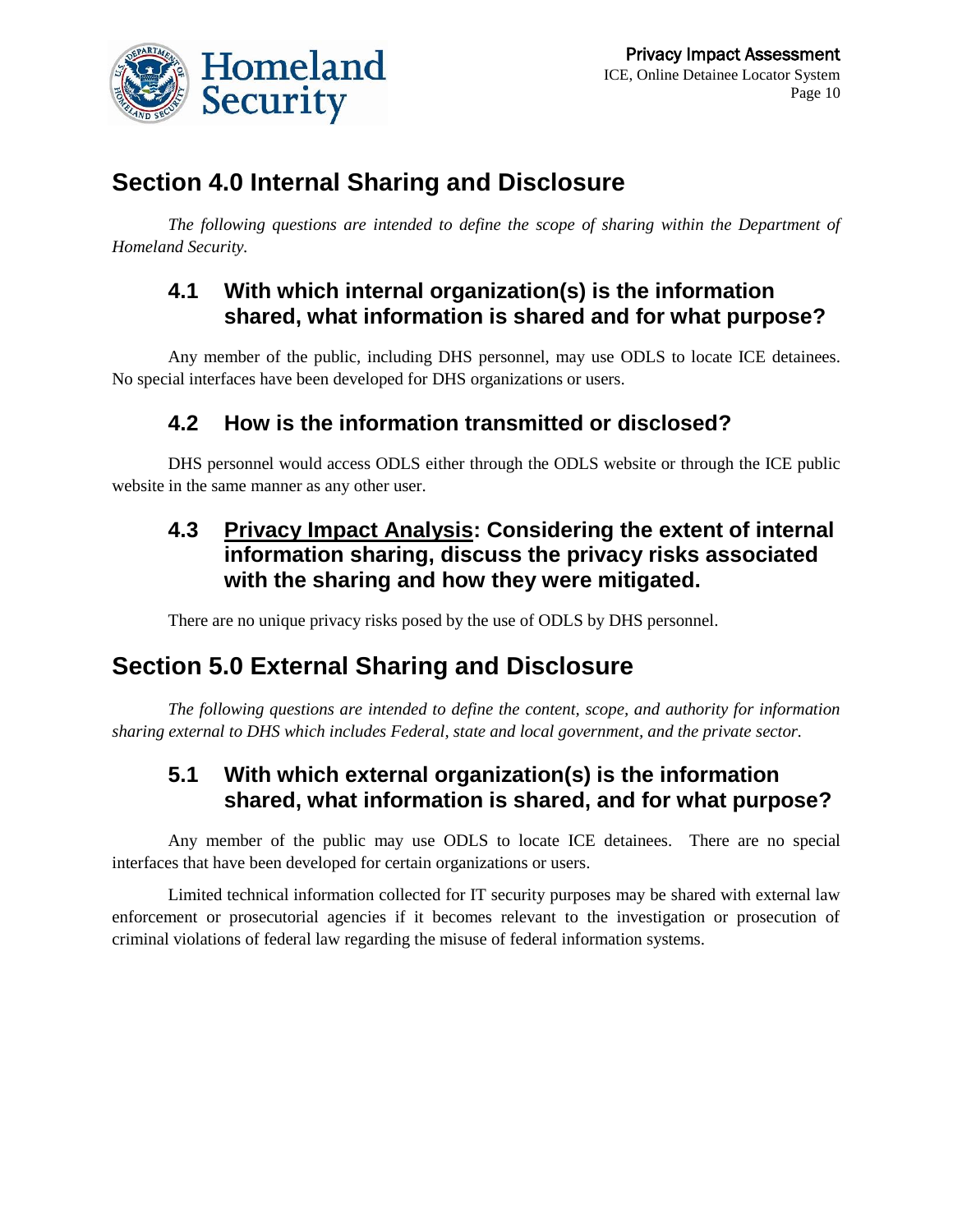# Section 4.0 Internal Sharing and Disclosure

*The following questions are intended to define the scope of sharing within the Department of Homeland Security.*

## 4.1 With which internal organization(s) is the information shared, what information is shared and for what purpose?

Any member of the public, including DHS personnel, may use ODLS to locate ICE detainees. No special interfaces have been developed for DHS organizations or users.

## 4.2 How is the information transmitted or disclosed?

DHS personnel would access ODLS either through the ODLS website or through the ICE public website in the same manner as any other user.

## 4.3 <u>Privacy Impact Analysis</u>: Considering the extent of internal information sharing, discuss the privacy risks associated with the sharing and how they were mitigated.

There are no unique privacy risks posed by the use of ODLS by DHS personnel.

# Section 5.0 External Sharing and Disclosure

*The following questions are intended to define the content, scope, and authority for information sharing external to DHS which includes Federal, state and local government, and the private sector.*

## 5.1 With which external organization(s) is the information shared, what information is shared, and for what purpose?

Any member of the public may use ODLS to locate ICE detainees. There are no special interfaces that have been developed for certain organizations or users.

Limited technical information collected for IT security purposes may be shared with external law enforcement or prosecutorial agencies if it becomes relevant to the investigation or prosecution of criminal violations of federal law regarding the misuse of federal information systems.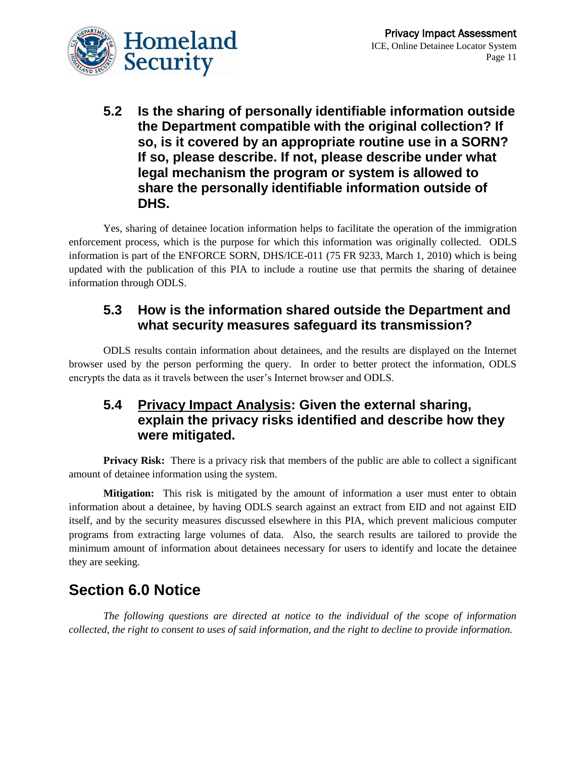### 5.2 Is the sharing of personally identifiable information outside the Department compatible with the original collection? If so, is it covered by an appropriate routine use in a SORN? If so, please describe. If not, please describe under what legal mechanism the program or system is allowed to share the personally identifiable information outside of DHS.

Yes, sharing of detainee location information helps to facilitate the operation of the immigration enforcement process, which is the purpose for which this information was originally collected. ODLS information is part of the ENFORCE SORN, DHS/ICE-011 (75 FR 9233, March 1, 2010) which is being updated with the publication of this PIA to include a routine use that permits the sharing of detainee information through ODLS.

### 5.3 How is the information shared outside the Department and what security measures safeguard its transmission?

ODLS results contain information about detainees, and the results are displayed on the Internet browser used by the person performing the query. In order to better protect the information, ODLS encrypts the data as it travels between the user's Internet browser and ODLS.

### 5.4 Privacy Impact Analysis: Given the external sharing, explain the privacy risks identified and describe how they were mitigated.

**Privacy Risk:** There is a privacy risk that members of the public are able to collect a significant amount of detainee information using the system.

**Mitigation:** This risk is mitigated by the amount of information a user must enter to obtain information about a detainee, by having ODLS search against an extract from EID and not against EID itself, and by the security measures discussed elsewhere in this PIA, which prevent malicious computer programs from extracting large volumes of data. Also, the search results are tailored to provide the minimum amount of information about detainees necessary for users to identify and locate the detainee they are seeking.

## Section 6.0 Notice

*The following questions are directed at notice to the individual of the scope of information collected, the right to consent to uses of said information, and the right to decline to provide information.*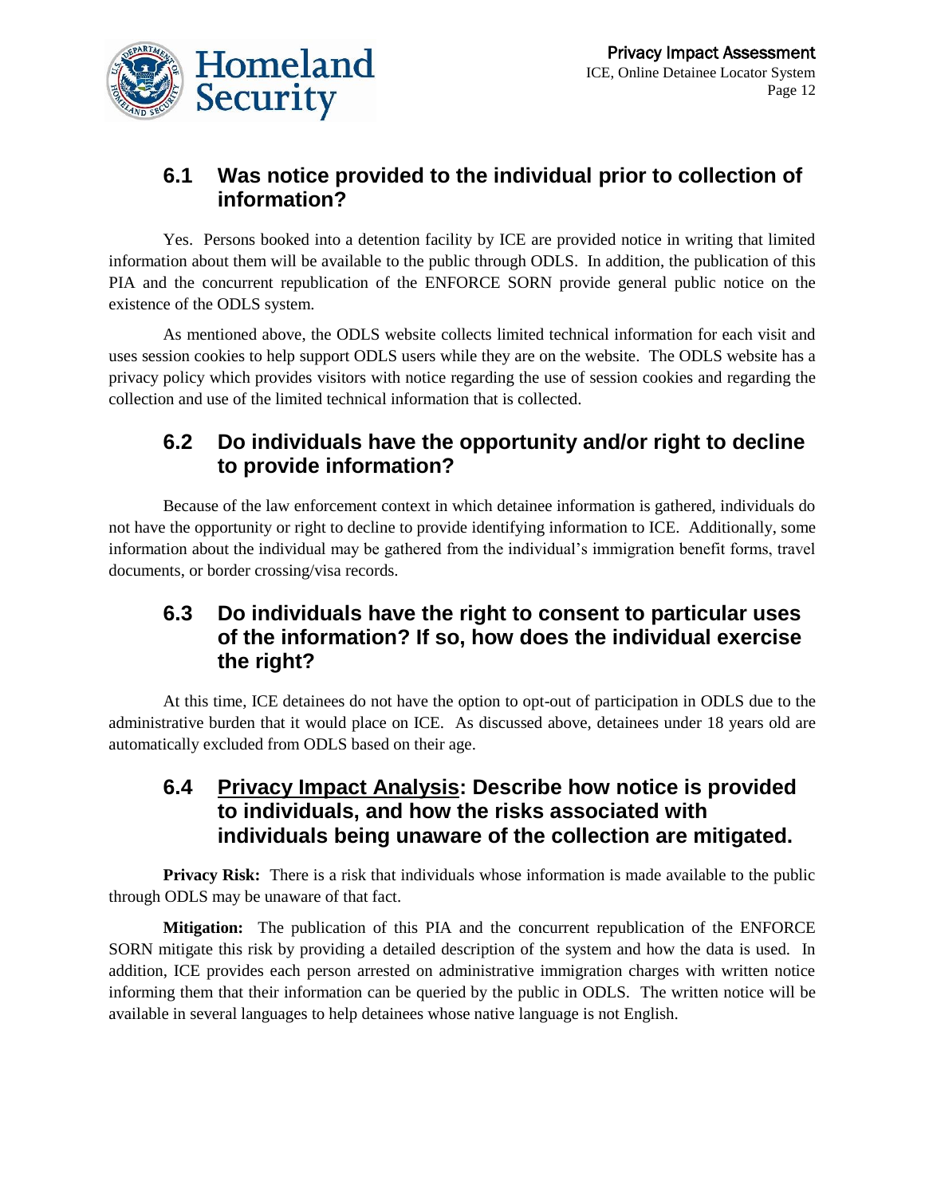## 6.1 Was notice provided to the individual prior to collection of information?

Yes. Persons booked into a detention facility by ICE are provided notice in writing that limited information about them will be available to the public through ODLS. In addition, the publication of this PIA and the concurrent republication of the ENFORCE SORN provide general public notice on the existence of the ODLS system.

As mentioned above, the ODLS website collects limited technical information for each visit and uses session cookies to help support ODLS users while they are on the website. The ODLS website has a privacy policy which provides visitors with notice regarding the use of session cookies and regarding the collection and use of the limited technical information that is collected.

## 6.2 Do individuals have the opportunity and/or right to decline to provide information?

Because of the law enforcement context in which detainee information is gathered, individuals do not have the opportunity or right to decline to provide identifying information to ICE. Additionally, some information about the individual may be gathered from the individual's immigration benefit forms, travel documents, or border crossing/visa records.

## 6.3 Do individuals have the right to consent to particular uses of the information? If so, how does the individual exercise the right?

At this time, ICE detainees do not have the option to opt-out of participation in ODLS due to the administrative burden that it would place on ICE. As discussed above, detainees under 18 years old are automatically excluded from ODLS based on their age.

## 6.4 Privacy Impact Analysis: Describe how notice is provided to individuals, and how the risks associated with individuals being unaware of the collection are mitigated.

**Privacy Risk:** There is a risk that individuals whose information is made available to the public through ODLS may be unaware of that fact.

**Mitigation:** The publication of this PIA and the concurrent republication of the ENFORCE SORN mitigate this risk by providing a detailed description of the system and how the data is used. In addition, ICE provides each person arrested on administrative immigration charges with written notice informing them that their information can be queried by the public in ODLS. The written notice will be available in several languages to help detainees whose native language is not English.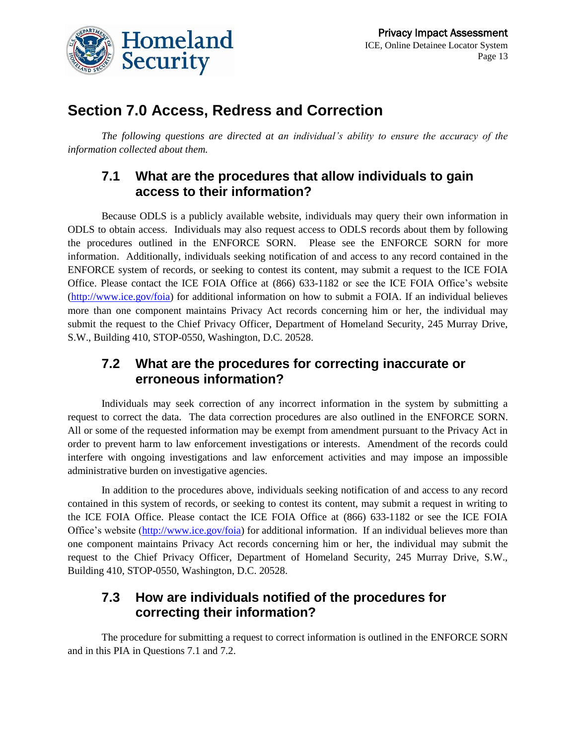## Section 7.0 Access, Redress and Correction

*The following questions are directed at an individual's ability to ensure the accuracy of the information collected about them.*

### 7.1 What are the procedures that allow individuals to gain access to their information?

Because ODLS is a publicly available website, individuals may query their own information in ODLS to obtain access. Individuals may also request access to ODLS records about them by following the procedures outlined in the ENFORCE SORN. Please see the ENFORCE SORN for more information. Additionally, individuals seeking notification of and access to any record contained in the ENFORCE system of records, or seeking to contest its content, may submit a request to the ICE FOIA Office. Please contact the ICE FOIA Office at (866) 633-1182 or see the ICE FOIA Office's website (http://www.ice.gov/foia) for additional information on how to submit a FOIA. If an individual believes more than one component maintains Privacy Act records concerning him or her, the individual may submit the request to the Chief Privacy Officer, Department of Homeland Security, 245 Murray Drive, S.W., Building 410, STOP-0550, Washington, D.C. 20528.

### 7.2 What are the procedures for correcting inaccurate or erroneous information?

Individuals may seek correction of any incorrect information in the system by submitting a request to correct the data. The data correction procedures are also outlined in the ENFORCE SORN. All or some of the requested information may be exempt from amendment pursuant to the Privacy Act in order to prevent harm to law enforcement investigations or interests. Amendment of the records could interfere with ongoing investigations and law enforcement activities and may impose an impossible administrative burden on investigative agencies.

In addition to the procedures above, individuals seeking notification of and access to any record contained in this system of records, or seeking to contest its content, may submit a request in writing to the ICE FOIA Office. Please contact the ICE FOIA Office at (866) 633-1182 or see the ICE FOIA Office's website (http://www.ice.gov/foia) for additional information. If an individual believes more than one component maintains Privacy Act records concerning him or her, the individual may submit the request to the Chief Privacy Officer, Department of Homeland Security, 245 Murray Drive, S.W., Building 410, STOP-0550, Washington, D.C. 20528.

### 7.3 How are individuals notified of the procedures for correcting their information?

The procedure for submitting a request to correct information is outlined in the ENFORCE SORN and in this PIA in Questions 7.1 and 7.2.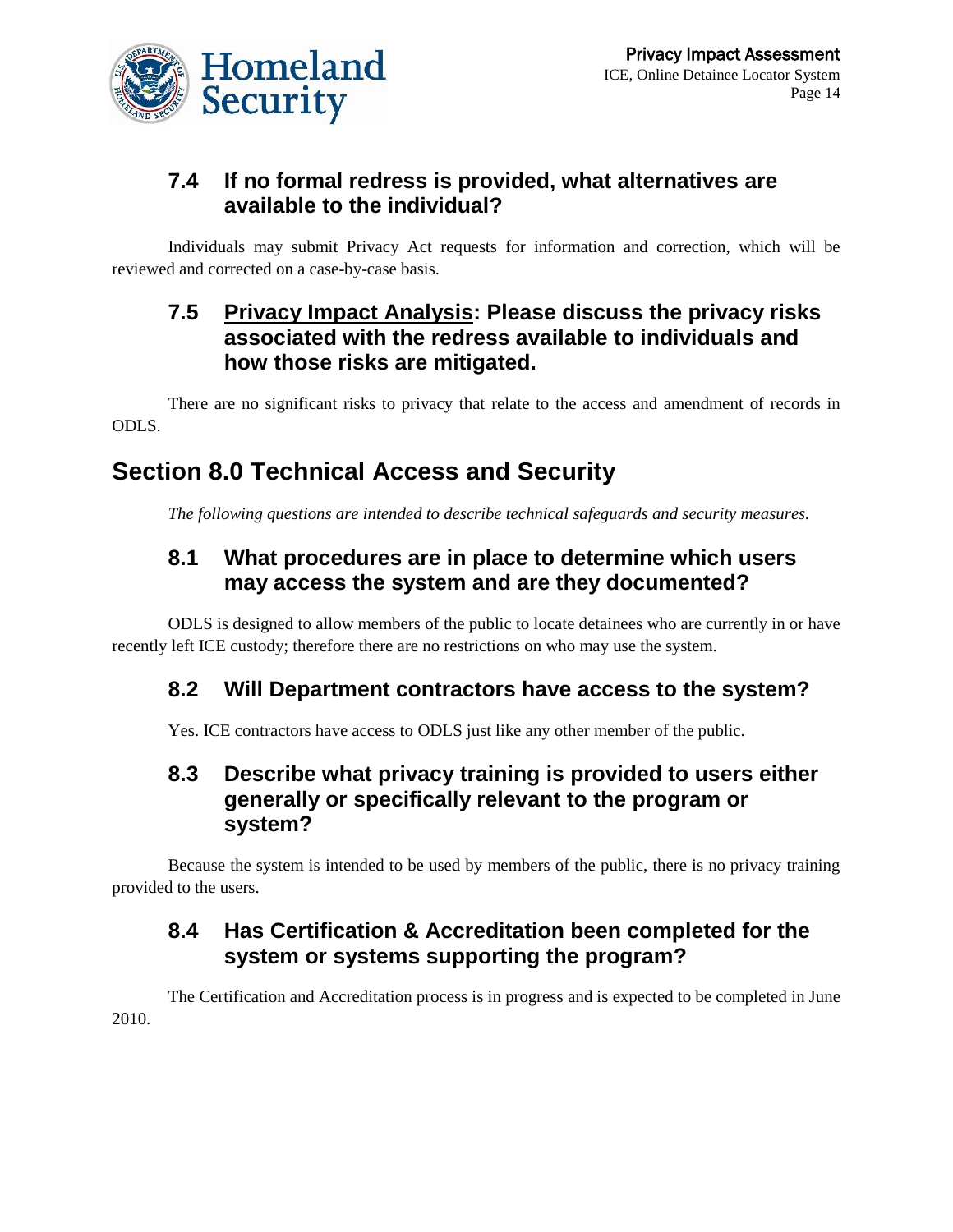### 7.4 If no formal redress is provided, what alternatives are available to the individual?

Individuals may submit Privacy Act requests for information and correction, which will be reviewed and corrected on a case-by-case basis.

### 7.5 Privacy Impact Analysis: Please discuss the privacy risks associated with the redress available to individuals and how those risks are mitigated.

There are no significant risks to privacy that relate to the access and amendment of records in ODLS.

## Section 8.0 Technical Access and Security

*The following questions are intended to describe technical safeguards and security measures.*

### 8.1 What procedures are in place to determine which users may access the system and are they documented?

ODLS is designed to allow members of the public to locate detainees who are currently in or have recently left ICE custody; therefore there are no restrictions on who may use the system.

### 8.2 Will Department contractors have access to the system?

Yes. ICE contractors have access to ODLS just like any other member of the public.

### 8.3 Describe what privacy training is provided to users either generally or specifically relevant to the program or system?

Because the system is intended to be used by members of the public, there is no privacy training provided to the users.

### 8.4 Has Certification & Accreditation been completed for the system or systems supporting the program?

The Certification and Accreditation process is in progress and is expected to be completed in June 2010.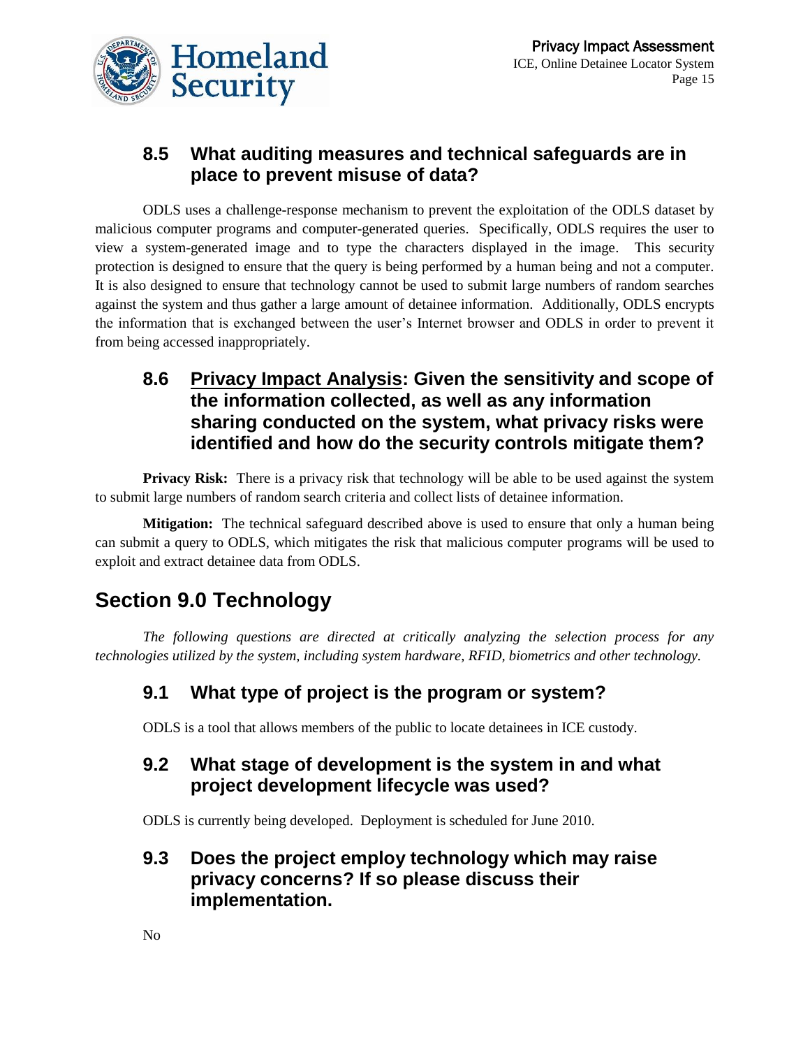### 8.5 What auditing measures and technical safeguards are in place to prevent misuse of data?

ODLS uses a challenge-response mechanism to prevent the exploitation of the ODLS dataset by malicious computer programs and computer-generated queries. Specifically, ODLS requires the user to view a system-generated image and to type the characters displayed in the image. This security protection is designed to ensure that the query is being performed by a human being and not a computer. It is also designed to ensure that technology cannot be used to submit large numbers of random searches against the system and thus gather a large amount of detainee information. Additionally, ODLS encrypts the information that is exchanged between the user's Internet browser and ODLS in order to prevent it from being accessed inappropriately.

### 8.6 Privacy Impact Analysis: Given the sensitivity and scope of the information collected, as well as any information sharing conducted on the system, what privacy risks were identified and how do the security controls mitigate them?

**Privacy Risk:** There is a privacy risk that technology will be able to be used against the system to submit large numbers of random search criteria and collect lists of detainee information.

**Mitigation:** The technical safeguard described above is used to ensure that only a human being can submit a query to ODLS, which mitigates the risk that malicious computer programs will be used to exploit and extract detainee data from ODLS.

## Section 9.0 Technology

*The following questions are directed at critically analyzing the selection process for any technologies utilized by the system, including system hardware, RFID, biometrics and other technology.*

### 9.1 What type of project is the program or system?

ODLS is a tool that allows members of the public to locate detainees in ICE custody.

### 9.2 What stage of development is the system in and what project development lifecycle was used?

ODLS is currently being developed. Deployment is scheduled for June 2010.

### 9.3 Does the project employ technology which may raise privacy concerns? If so please discuss their implementation.

No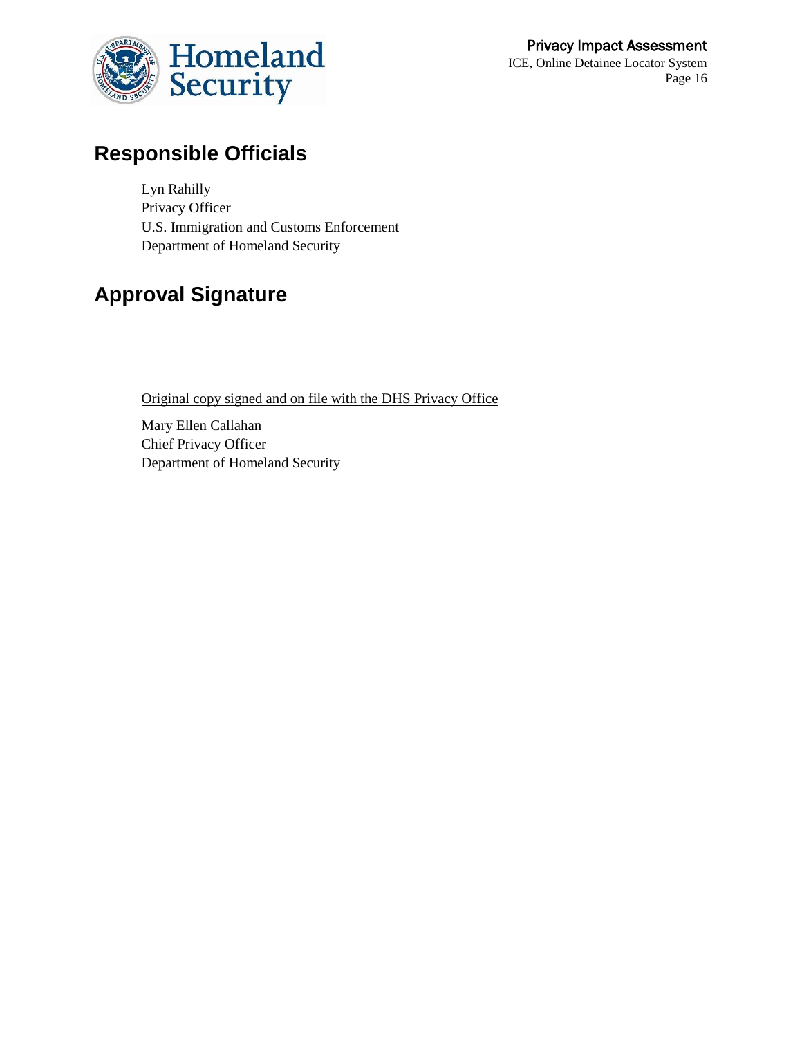## Responsible Officials

Lyn Rahilly
Privacy Officer
U.S. Immigration and Customs Enforcement
Department of Homeland Security

## Approval Signature

Original copy signed and on file with the DHS Privacy Office

Mary Ellen Callahan
Chief Privacy Officer
Department of Homeland Security